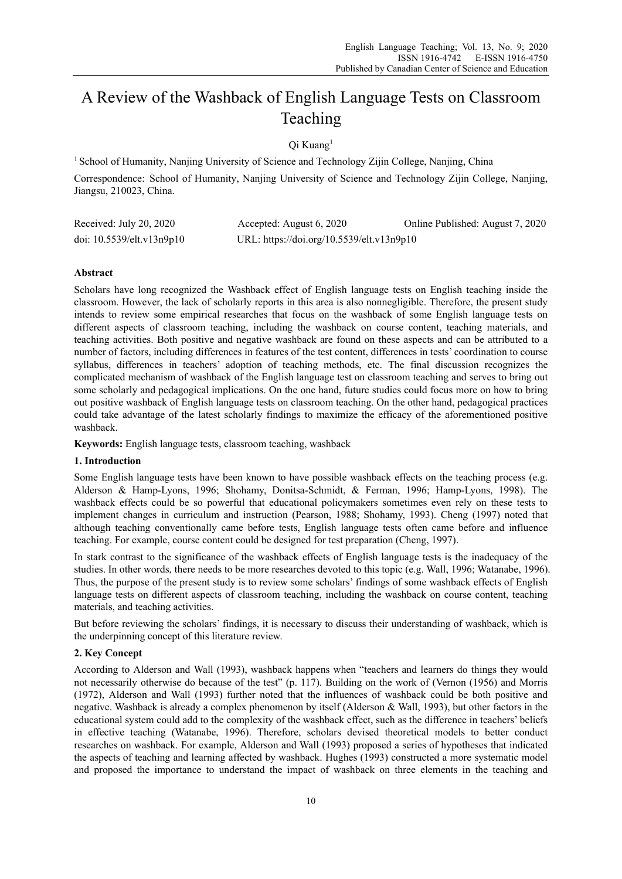# A Review of the Washback of English Language Tests on Classroom Teaching

Qi Kuang[1]

[1] School of Humanity, Nanjing University of Science and Technology Zijin College, Nanjing, China

Correspondence: School of Humanity, Nanjing University of Science and Technology Zijin College, Nanjing, Jiangsu, 210023, China.

Received: July 20, 2020 Accepted: August 6, 2020 Online Published: August 7, 2020

doi: 10.5539/elt.v13n9p10 URL: https://doi.org/10.5539/elt.v13n9p10

## Abstract

Scholars have long recognized the Washback effect of English language tests on English teaching inside the classroom. However, the lack of scholarly reports in this area is also nonnegligible. Therefore, the present study intends to review some empirical researches that focus on the washback of some English language tests on different aspects of classroom teaching, including the washback on course content, teaching materials, and teaching activities. Both positive and negative washback are found on these aspects and can be attributed to a number of factors, including differences in features of the test content, differences in tests' coordination to course syllabus, differences in teachers' adoption of teaching methods, etc. The final discussion recognizes the complicated mechanism of washback of the English language test on classroom teaching and serves to bring out some scholarly and pedagogical implications. On the one hand, future studies could focus more on how to bring out positive washback of English language tests on classroom teaching. On the other hand, pedagogical practices could take advantage of the latest scholarly findings to maximize the efficacy of the aforementioned positive washback.

**Keywords:** English language tests, classroom teaching, washback

## 1. Introduction

Some English language tests have been known to have possible washback effects on the teaching process (e.g. Alderson & Hamp-Lyons, 1996; Shohamy, Donitsa-Schmidt, & Ferman, 1996; Hamp-Lyons, 1998). The washback effects could be so powerful that educational policymakers sometimes even rely on these tests to implement changes in curriculum and instruction (Pearson, 1988; Shohamy, 1993). Cheng (1997) noted that although teaching conventionally came before tests, English language tests often came before and influence teaching. For example, course content could be designed for test preparation (Cheng, 1997).

In stark contrast to the significance of the washback effects of English language tests is the inadequacy of the studies. In other words, there needs to be more researches devoted to this topic (e.g. Wall, 1996; Watanabe, 1996). Thus, the purpose of the present study is to review some scholars' findings of some washback effects of English language tests on different aspects of classroom teaching, including the washback on course content, teaching materials, and teaching activities.

But before reviewing the scholars' findings, it is necessary to discuss their understanding of washback, which is the underpinning concept of this literature review.

## 2. Key Concept

According to Alderson and Wall (1993), washback happens when "teachers and learners do things they would not necessarily otherwise do because of the test" (p. 117). Building on the work of (Vernon (1956) and Morris (1972), Alderson and Wall (1993) further noted that the influences of washback could be both positive and negative. Washback is already a complex phenomenon by itself (Alderson & Wall, 1993), but other factors in the educational system could add to the complexity of the washback effect, such as the difference in teachers' beliefs in effective teaching (Watanabe, 1996). Therefore, scholars devised theoretical models to better conduct researches on washback. For example, Alderson and Wall (1993) proposed a series of hypotheses that indicated the aspects of teaching and learning affected by washback. Hughes (1993) constructed a more systematic model and proposed the importance to understand the impact of washback on three elements in the teaching and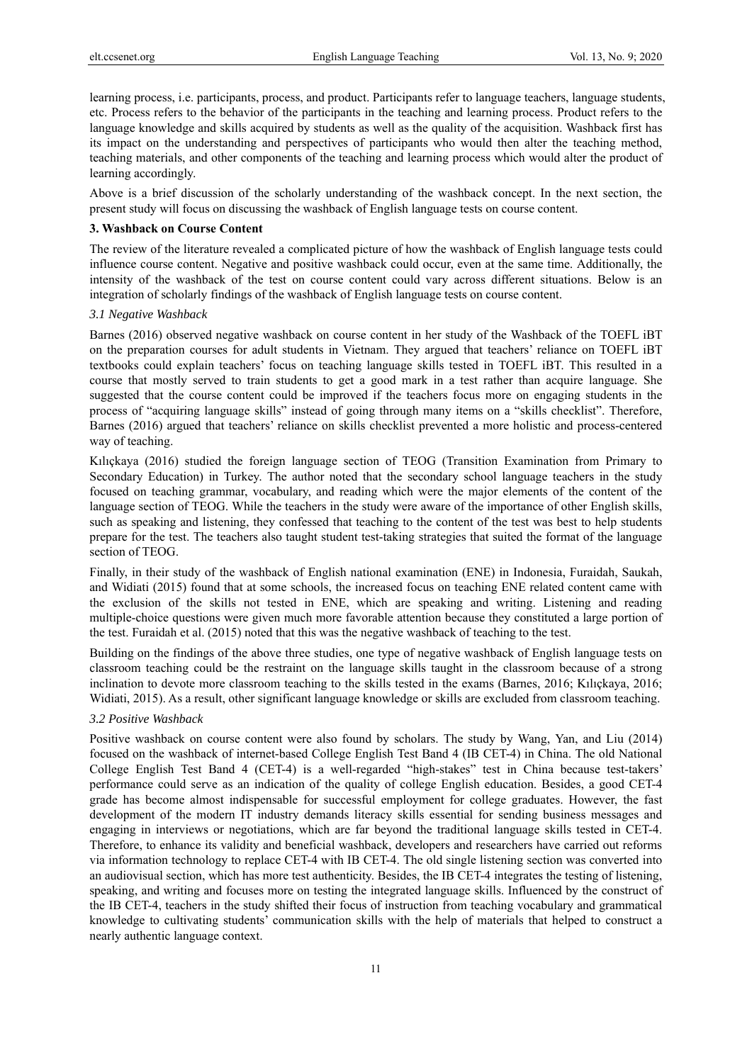learning process, i.e. participants, process, and product. Participants refer to language teachers, language students, etc. Process refers to the behavior of the participants in the teaching and learning process. Product refers to the language knowledge and skills acquired by students as well as the quality of the acquisition. Washback first has its impact on the understanding and perspectives of participants who would then alter the teaching method, teaching materials, and other components of the teaching and learning process which would alter the product of learning accordingly.

Above is a brief discussion of the scholarly understanding of the washback concept. In the next section, the present study will focus on discussing the washback of English language tests on course content.

## 3. Washback on Course Content

The review of the literature revealed a complicated picture of how the washback of English language tests could influence course content. Negative and positive washback could occur, even at the same time. Additionally, the intensity of the washback of the test on course content could vary across different situations. Below is an integration of scholarly findings of the washback of English language tests on course content.

### *3.1 Negative Washback*

Barnes (2016) observed negative washback on course content in her study of the Washback of the TOEFL iBT on the preparation courses for adult students in Vietnam. They argued that teachers' reliance on TOEFL iBT textbooks could explain teachers' focus on teaching language skills tested in TOEFL iBT. This resulted in a course that mostly served to train students to get a good mark in a test rather than acquire language. She suggested that the course content could be improved if the teachers focus more on engaging students in the process of "acquiring language skills" instead of going through many items on a "skills checklist". Therefore, Barnes (2016) argued that teachers' reliance on skills checklist prevented a more holistic and process-centered way of teaching.

Kılıçkaya (2016) studied the foreign language section of TEOG (Transition Examination from Primary to Secondary Education) in Turkey. The author noted that the secondary school language teachers in the study focused on teaching grammar, vocabulary, and reading which were the major elements of the content of the language section of TEOG. While the teachers in the study were aware of the importance of other English skills, such as speaking and listening, they confessed that teaching to the content of the test was best to help students prepare for the test. The teachers also taught student test-taking strategies that suited the format of the language section of TEOG.

Finally, in their study of the washback of English national examination (ENE) in Indonesia, Furaidah, Saukah, and Widiati (2015) found that at some schools, the increased focus on teaching ENE related content came with the exclusion of the skills not tested in ENE, which are speaking and writing. Listening and reading multiple-choice questions were given much more favorable attention because they constituted a large portion of the test. Furaidah et al. (2015) noted that this was the negative washback of teaching to the test.

Building on the findings of the above three studies, one type of negative washback of English language tests on classroom teaching could be the restraint on the language skills taught in the classroom because of a strong inclination to devote more classroom teaching to the skills tested in the exams (Barnes, 2016; Kılıçkaya, 2016; Widiati, 2015). As a result, other significant language knowledge or skills are excluded from classroom teaching.

### *3.2 Positive Washback*

Positive washback on course content were also found by scholars. The study by Wang, Yan, and Liu (2014) focused on the washback of internet-based College English Test Band 4 (IB CET-4) in China. The old National College English Test Band 4 (CET-4) is a well-regarded "high-stakes" test in China because test-takers' performance could serve as an indication of the quality of college English education. Besides, a good CET-4 grade has become almost indispensable for successful employment for college graduates. However, the fast development of the modern IT industry demands literacy skills essential for sending business messages and engaging in interviews or negotiations, which are far beyond the traditional language skills tested in CET-4. Therefore, to enhance its validity and beneficial washback, developers and researchers have carried out reforms via information technology to replace CET-4 with IB CET-4. The old single listening section was converted into an audiovisual section, which has more test authenticity. Besides, the IB CET-4 integrates the testing of listening, speaking, and writing and focuses more on testing the integrated language skills. Influenced by the construct of the IB CET-4, teachers in the study shifted their focus of instruction from teaching vocabulary and grammatical knowledge to cultivating students' communication skills with the help of materials that helped to construct a nearly authentic language context.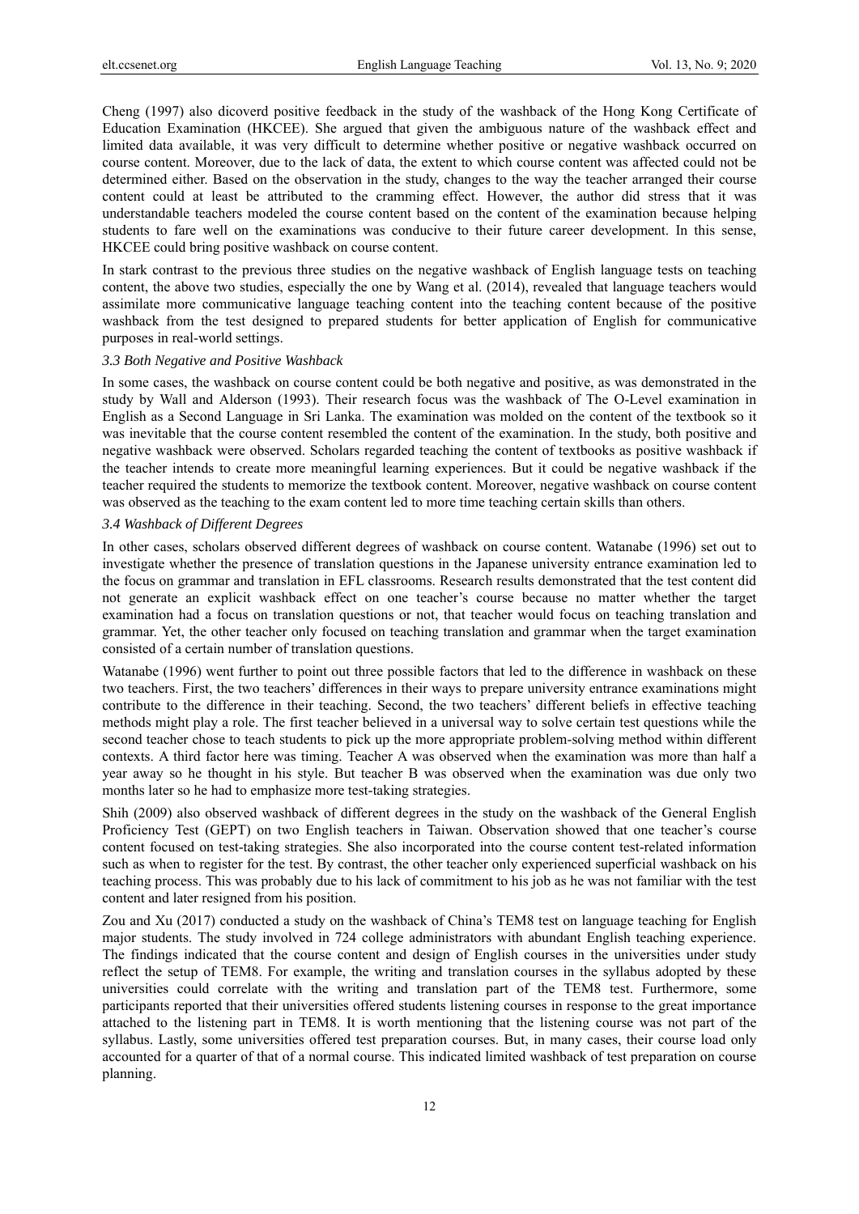Cheng (1997) also dicoverd positive feedback in the study of the washback of the Hong Kong Certificate of Education Examination (HKCEE). She argued that given the ambiguous nature of the washback effect and limited data available, it was very difficult to determine whether positive or negative washback occurred on course content. Moreover, due to the lack of data, the extent to which course content was affected could not be determined either. Based on the observation in the study, changes to the way the teacher arranged their course content could at least be attributed to the cramming effect. However, the author did stress that it was understandable teachers modeled the course content based on the content of the examination because helping students to fare well on the examinations was conducive to their future career development. In this sense, HKCEE could bring positive washback on course content.

In stark contrast to the previous three studies on the negative washback of English language tests on teaching content, the above two studies, especially the one by Wang et al. (2014), revealed that language teachers would assimilate more communicative language teaching content into the teaching content because of the positive washback from the test designed to prepared students for better application of English for communicative purposes in real-world settings.

### *3.3 Both Negative and Positive Washback*

In some cases, the washback on course content could be both negative and positive, as was demonstrated in the study by Wall and Alderson (1993). Their research focus was the washback of The O-Level examination in English as a Second Language in Sri Lanka. The examination was molded on the content of the textbook so it was inevitable that the course content resembled the content of the examination. In the study, both positive and negative washback were observed. Scholars regarded teaching the content of textbooks as positive washback if the teacher intends to create more meaningful learning experiences. But it could be negative washback if the teacher required the students to memorize the textbook content. Moreover, negative washback on course content was observed as the teaching to the exam content led to more time teaching certain skills than others.

### *3.4 Washback of Different Degrees*

In other cases, scholars observed different degrees of washback on course content. Watanabe (1996) set out to investigate whether the presence of translation questions in the Japanese university entrance examination led to the focus on grammar and translation in EFL classrooms. Research results demonstrated that the test content did not generate an explicit washback effect on one teacher's course because no matter whether the target examination had a focus on translation questions or not, that teacher would focus on teaching translation and grammar. Yet, the other teacher only focused on teaching translation and grammar when the target examination consisted of a certain number of translation questions.

Watanabe (1996) went further to point out three possible factors that led to the difference in washback on these two teachers. First, the two teachers' differences in their ways to prepare university entrance examinations might contribute to the difference in their teaching. Second, the two teachers' different beliefs in effective teaching methods might play a role. The first teacher believed in a universal way to solve certain test questions while the second teacher chose to teach students to pick up the more appropriate problem-solving method within different contexts. A third factor here was timing. Teacher A was observed when the examination was more than half a year away so he thought in his style. But teacher B was observed when the examination was due only two months later so he had to emphasize more test-taking strategies.

Shih (2009) also observed washback of different degrees in the study on the washback of the General English Proficiency Test (GEPT) on two English teachers in Taiwan. Observation showed that one teacher's course content focused on test-taking strategies. She also incorporated into the course content test-related information such as when to register for the test. By contrast, the other teacher only experienced superficial washback on his teaching process. This was probably due to his lack of commitment to his job as he was not familiar with the test content and later resigned from his position.

Zou and Xu (2017) conducted a study on the washback of China's TEM8 test on language teaching for English major students. The study involved in 724 college administrators with abundant English teaching experience. The findings indicated that the course content and design of English courses in the universities under study reflect the setup of TEM8. For example, the writing and translation courses in the syllabus adopted by these universities could correlate with the writing and translation part of the TEM8 test. Furthermore, some participants reported that their universities offered students listening courses in response to the great importance attached to the listening part in TEM8. It is worth mentioning that the listening course was not part of the syllabus. Lastly, some universities offered test preparation courses. But, in many cases, their course load only accounted for a quarter of that of a normal course. This indicated limited washback of test preparation on course planning.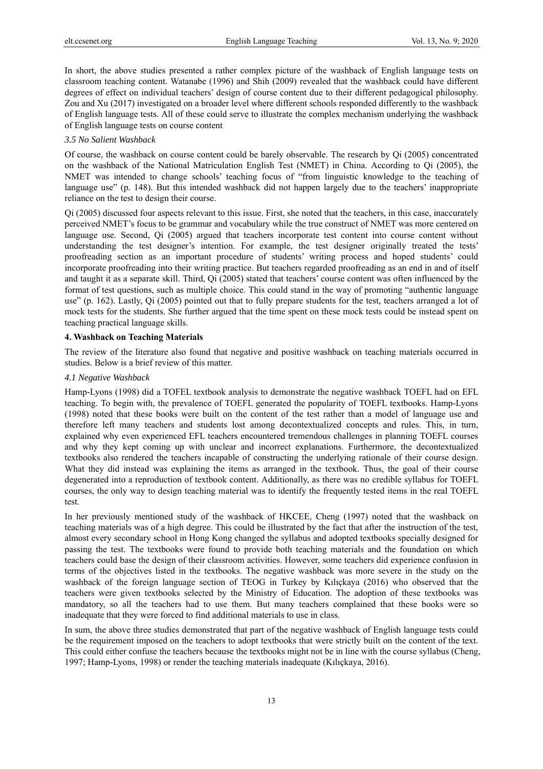In short, the above studies presented a rather complex picture of the washback of English language tests on classroom teaching content. Watanabe (1996) and Shih (2009) revealed that the washback could have different degrees of effect on individual teachers' design of course content due to their different pedagogical philosophy. Zou and Xu (2017) investigated on a broader level where different schools responded differently to the washback of English language tests. All of these could serve to illustrate the complex mechanism underlying the washback of English language tests on course content

### *3.5 No Salient Washback*

Of course, the washback on course content could be barely observable. The research by Qi (2005) concentrated on the washback of the National Matriculation English Test (NMET) in China. According to Qi (2005), the NMET was intended to change schools' teaching focus of "from linguistic knowledge to the teaching of language use" (p. 148). But this intended washback did not happen largely due to the teachers' inappropriate reliance on the test to design their course.

Qi (2005) discussed four aspects relevant to this issue. First, she noted that the teachers, in this case, inaccurately perceived NMET's focus to be grammar and vocabulary while the true construct of NMET was more centered on language use. Second, Qi (2005) argued that teachers incorporate test content into course content without understanding the test designer's intention. For example, the test designer originally treated the tests' proofreading section as an important procedure of students' writing process and hoped students' could incorporate proofreading into their writing practice. But teachers regarded proofreading as an end in and of itself and taught it as a separate skill. Third, Qi (2005) stated that teachers' course content was often influenced by the format of test questions, such as multiple choice. This could stand in the way of promoting "authentic language use" (p. 162). Lastly, Qi (2005) pointed out that to fully prepare students for the test, teachers arranged a lot of mock tests for the students. She further argued that the time spent on these mock tests could be instead spent on teaching practical language skills.

## **4. Washback on Teaching Materials**

The review of the literature also found that negative and positive washback on teaching materials occurred in studies. Below is a brief review of this matter.

### *4.1 Negative Washback*

Hamp-Lyons (1998) did a TOFEL textbook analysis to demonstrate the negative washback TOEFL had on EFL teaching. To begin with, the prevalence of TOEFL generated the popularity of TOEFL textbooks. Hamp-Lyons (1998) noted that these books were built on the content of the test rather than a model of language use and therefore left many teachers and students lost among decontextualized concepts and rules. This, in turn, explained why even experienced EFL teachers encountered tremendous challenges in planning TOEFL courses and why they kept coming up with unclear and incorrect explanations. Furthermore, the decontextualized textbooks also rendered the teachers incapable of constructing the underlying rationale of their course design. What they did instead was explaining the items as arranged in the textbook. Thus, the goal of their course degenerated into a reproduction of textbook content. Additionally, as there was no credible syllabus for TOEFL courses, the only way to design teaching material was to identify the frequently tested items in the real TOEFL test.

In her previously mentioned study of the washback of HKCEE, Cheng (1997) noted that the washback on teaching materials was of a high degree. This could be illustrated by the fact that after the instruction of the test, almost every secondary school in Hong Kong changed the syllabus and adopted textbooks specially designed for passing the test. The textbooks were found to provide both teaching materials and the foundation on which teachers could base the design of their classroom activities. However, some teachers did experience confusion in terms of the objectives listed in the textbooks. The negative washback was more severe in the study on the washback of the foreign language section of TEOG in Turkey by Kılıçkaya (2016) who observed that the teachers were given textbooks selected by the Ministry of Education. The adoption of these textbooks was mandatory, so all the teachers had to use them. But many teachers complained that these books were so inadequate that they were forced to find additional materials to use in class.

In sum, the above three studies demonstrated that part of the negative washback of English language tests could be the requirement imposed on the teachers to adopt textbooks that were strictly built on the content of the text. This could either confuse the teachers because the textbooks might not be in line with the course syllabus (Cheng, 1997; Hamp-Lyons, 1998) or render the teaching materials inadequate (Kılıçkaya, 2016).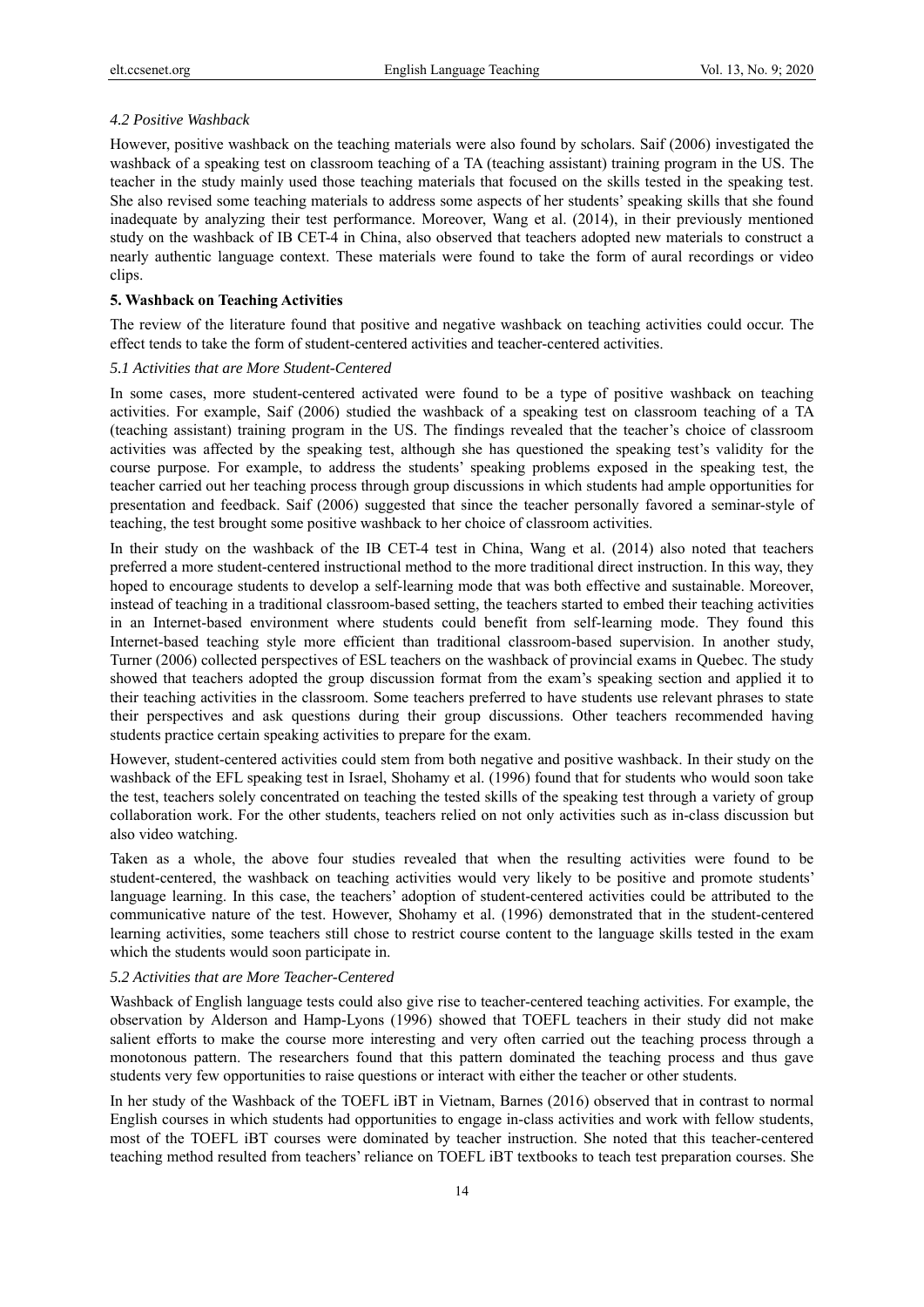### *4.2 Positive Washback*

However, positive washback on the teaching materials were also found by scholars. Saif (2006) investigated the washback of a speaking test on classroom teaching of a TA (teaching assistant) training program in the US. The teacher in the study mainly used those teaching materials that focused on the skills tested in the speaking test. She also revised some teaching materials to address some aspects of her students' speaking skills that she found inadequate by analyzing their test performance. Moreover, Wang et al. (2014), in their previously mentioned study on the washback of IB CET-4 in China, also observed that teachers adopted new materials to construct a nearly authentic language context. These materials were found to take the form of aural recordings or video clips.

## **5. Washback on Teaching Activities**

The review of the literature found that positive and negative washback on teaching activities could occur. The effect tends to take the form of student-centered activities and teacher-centered activities.

### *5.1 Activities that are More Student-Centered*

In some cases, more student-centered activated were found to be a type of positive washback on teaching activities. For example, Saif (2006) studied the washback of a speaking test on classroom teaching of a TA (teaching assistant) training program in the US. The findings revealed that the teacher's choice of classroom activities was affected by the speaking test, although she has questioned the speaking test's validity for the course purpose. For example, to address the students' speaking problems exposed in the speaking test, the teacher carried out her teaching process through group discussions in which students had ample opportunities for presentation and feedback. Saif (2006) suggested that since the teacher personally favored a seminar-style of teaching, the test brought some positive washback to her choice of classroom activities.

In their study on the washback of the IB CET-4 test in China, Wang et al. (2014) also noted that teachers preferred a more student-centered instructional method to the more traditional direct instruction. In this way, they hoped to encourage students to develop a self-learning mode that was both effective and sustainable. Moreover, instead of teaching in a traditional classroom-based setting, the teachers started to embed their teaching activities in an Internet-based environment where students could benefit from self-learning mode. They found this Internet-based teaching style more efficient than traditional classroom-based supervision. In another study, Turner (2006) collected perspectives of ESL teachers on the washback of provincial exams in Quebec. The study showed that teachers adopted the group discussion format from the exam's speaking section and applied it to their teaching activities in the classroom. Some teachers preferred to have students use relevant phrases to state their perspectives and ask questions during their group discussions. Other teachers recommended having students practice certain speaking activities to prepare for the exam.

However, student-centered activities could stem from both negative and positive washback. In their study on the washback of the EFL speaking test in Israel, Shohamy et al. (1996) found that for students who would soon take the test, teachers solely concentrated on teaching the tested skills of the speaking test through a variety of group collaboration work. For the other students, teachers relied on not only activities such as in-class discussion but also video watching.

Taken as a whole, the above four studies revealed that when the resulting activities were found to be student-centered, the washback on teaching activities would very likely to be positive and promote students' language learning. In this case, the teachers' adoption of student-centered activities could be attributed to the communicative nature of the test. However, Shohamy et al. (1996) demonstrated that in the student-centered learning activities, some teachers still chose to restrict course content to the language skills tested in the exam which the students would soon participate in.

### *5.2 Activities that are More Teacher-Centered*

Washback of English language tests could also give rise to teacher-centered teaching activities. For example, the observation by Alderson and Hamp-Lyons (1996) showed that TOEFL teachers in their study did not make salient efforts to make the course more interesting and very often carried out the teaching process through a monotonous pattern. The researchers found that this pattern dominated the teaching process and thus gave students very few opportunities to raise questions or interact with either the teacher or other students.

In her study of the Washback of the TOEFL iBT in Vietnam, Barnes (2016) observed that in contrast to normal English courses in which students had opportunities to engage in-class activities and work with fellow students, most of the TOEFL iBT courses were dominated by teacher instruction. She noted that this teacher-centered teaching method resulted from teachers' reliance on TOEFL iBT textbooks to teach test preparation courses. She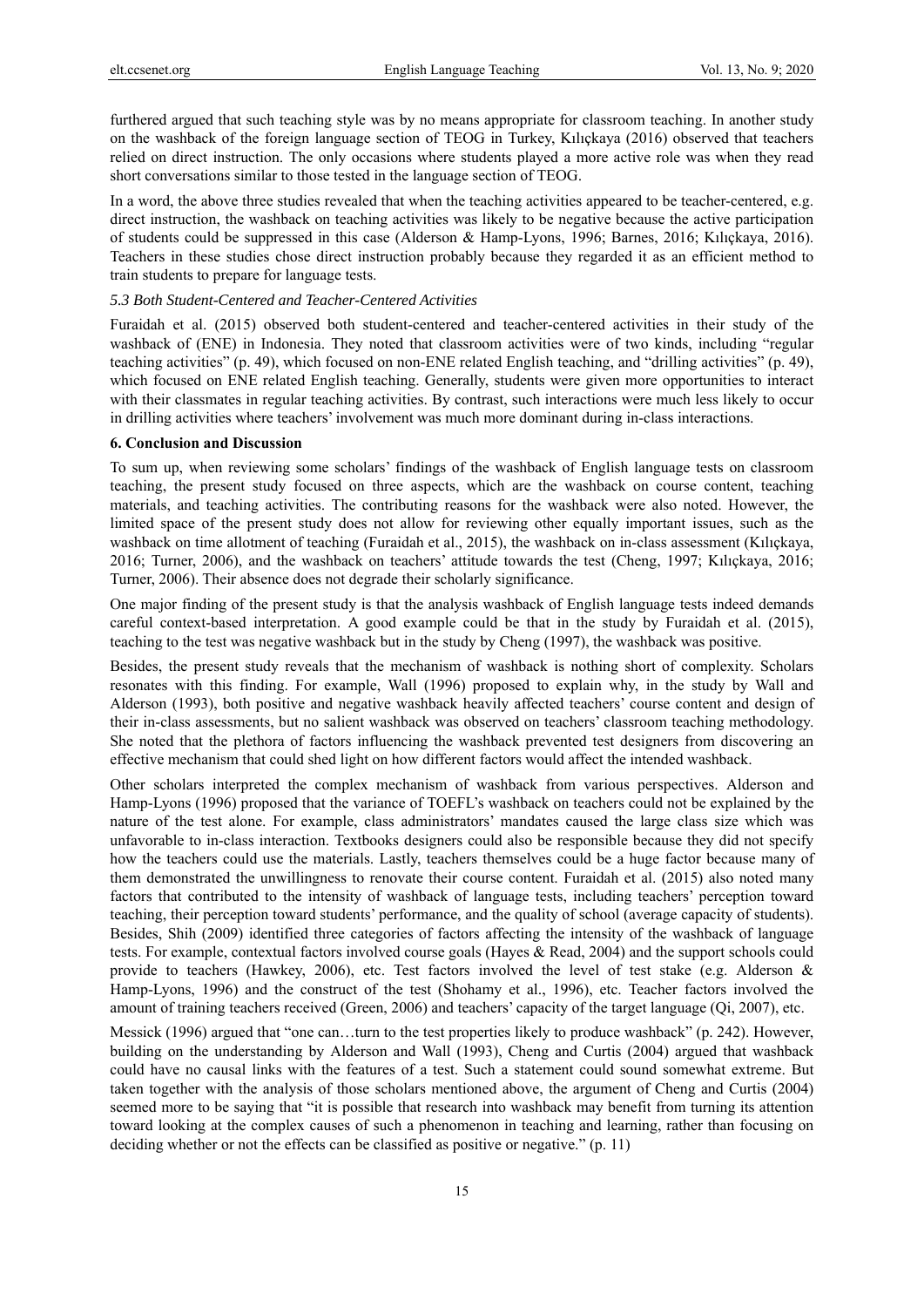furthered argued that such teaching style was by no means appropriate for classroom teaching. In another study on the washback of the foreign language section of TEOG in Turkey, Kılıçkaya (2016) observed that teachers relied on direct instruction. The only occasions where students played a more active role was when they read short conversations similar to those tested in the language section of TEOG.

In a word, the above three studies revealed that when the teaching activities appeared to be teacher-centered, e.g. direct instruction, the washback on teaching activities was likely to be negative because the active participation of students could be suppressed in this case (Alderson & Hamp-Lyons, 1996; Barnes, 2016; Kılıçkaya, 2016). Teachers in these studies chose direct instruction probably because they regarded it as an efficient method to train students to prepare for language tests.

### *5.3 Both Student-Centered and Teacher-Centered Activities*

Furaidah et al. (2015) observed both student-centered and teacher-centered activities in their study of the washback of (ENE) in Indonesia. They noted that classroom activities were of two kinds, including "regular teaching activities" (p. 49), which focused on non-ENE related English teaching, and "drilling activities" (p. 49), which focused on ENE related English teaching. Generally, students were given more opportunities to interact with their classmates in regular teaching activities. By contrast, such interactions were much less likely to occur in drilling activities where teachers' involvement was much more dominant during in-class interactions.

## 6. Conclusion and Discussion

To sum up, when reviewing some scholars' findings of the washback of English language tests on classroom teaching, the present study focused on three aspects, which are the washback on course content, teaching materials, and teaching activities. The contributing reasons for the washback were also noted. However, the limited space of the present study does not allow for reviewing other equally important issues, such as the washback on time allotment of teaching (Furaidah et al., 2015), the washback on in-class assessment (Kılıçkaya, 2016; Turner, 2006), and the washback on teachers' attitude towards the test (Cheng, 1997; Kılıçkaya, 2016; Turner, 2006). Their absence does not degrade their scholarly significance.

One major finding of the present study is that the analysis washback of English language tests indeed demands careful context-based interpretation. A good example could be that in the study by Furaidah et al. (2015), teaching to the test was negative washback but in the study by Cheng (1997), the washback was positive.

Besides, the present study reveals that the mechanism of washback is nothing short of complexity. Scholars resonates with this finding. For example, Wall (1996) proposed to explain why, in the study by Wall and Alderson (1993), both positive and negative washback heavily affected teachers' course content and design of their in-class assessments, but no salient washback was observed on teachers' classroom teaching methodology. She noted that the plethora of factors influencing the washback prevented test designers from discovering an effective mechanism that could shed light on how different factors would affect the intended washback.

Other scholars interpreted the complex mechanism of washback from various perspectives. Alderson and Hamp-Lyons (1996) proposed that the variance of TOEFL's washback on teachers could not be explained by the nature of the test alone. For example, class administrators' mandates caused the large class size which was unfavorable to in-class interaction. Textbooks designers could also be responsible because they did not specify how the teachers could use the materials. Lastly, teachers themselves could be a huge factor because many of them demonstrated the unwillingness to renovate their course content. Furaidah et al. (2015) also noted many factors that contributed to the intensity of washback of language tests, including teachers' perception toward teaching, their perception toward students' performance, and the quality of school (average capacity of students). Besides, Shih (2009) identified three categories of factors affecting the intensity of the washback of language tests. For example, contextual factors involved course goals (Hayes & Read, 2004) and the support schools could provide to teachers (Hawkey, 2006), etc. Test factors involved the level of test stake (e.g. Alderson & Hamp-Lyons, 1996) and the construct of the test (Shohamy et al., 1996), etc. Teacher factors involved the amount of training teachers received (Green, 2006) and teachers' capacity of the target language (Qi, 2007), etc.

Messick (1996) argued that "one can…turn to the test properties likely to produce washback" (p. 242). However, building on the understanding by Alderson and Wall (1993), Cheng and Curtis (2004) argued that washback could have no causal links with the features of a test. Such a statement could sound somewhat extreme. But taken together with the analysis of those scholars mentioned above, the argument of Cheng and Curtis (2004) seemed more to be saying that "it is possible that research into washback may benefit from turning its attention toward looking at the complex causes of such a phenomenon in teaching and learning, rather than focusing on deciding whether or not the effects can be classified as positive or negative." (p. 11)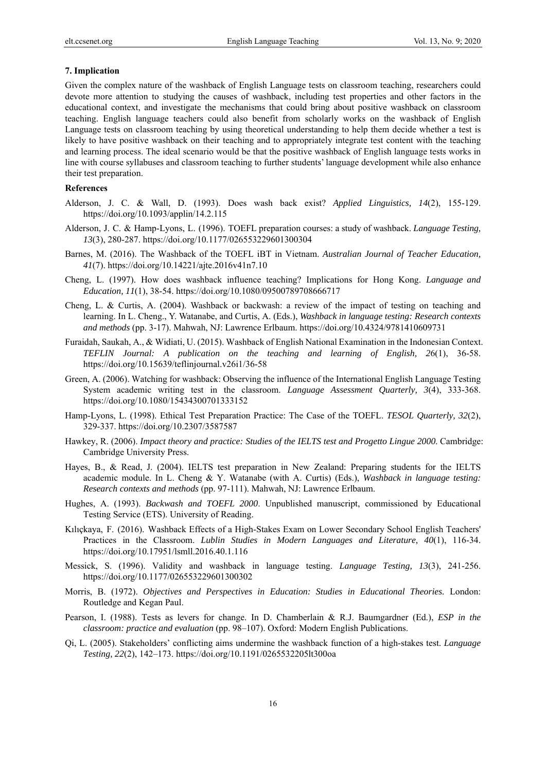### 7. Implication

Given the complex nature of the washback of English Language tests on classroom teaching, researchers could devote more attention to studying the causes of washback, including test properties and other factors in the educational context, and investigate the mechanisms that could bring about positive washback on classroom teaching. English language teachers could also benefit from scholarly works on the washback of English Language tests on classroom teaching by using theoretical understanding to help them decide whether a test is likely to have positive washback on their teaching and to appropriately integrate test content with the teaching and learning process. The ideal scenario would be that the positive washback of English language tests works in line with course syllabuses and classroom teaching to further students' language development while also enhance their test preparation.

### References

Alderson, J. C. & Wall, D. (1993). Does wash back exist? *Applied Linguistics, 14*(2), 155-129. https://doi.org/10.1093/applin/14.2.115

Alderson, J. C. & Hamp-Lyons, L. (1996). TOEFL preparation courses: a study of washback. *Language Testing, 13*(3), 280-287. https://doi.org/10.1177/026553229601300304

Barnes, M. (2016). The Washback of the TOEFL iBT in Vietnam. *Australian Journal of Teacher Education, 41*(7). https://doi.org/10.14221/ajte.2016v41n7.10

Cheng, L. (1997). How does washback influence teaching? Implications for Hong Kong. *Language and Education, 11*(1), 38-54. https://doi.org/10.1080/09500789708666717

Cheng, L. & Curtis, A. (2004). Washback or backwash: a review of the impact of testing on teaching and learning. In L. Cheng., Y. Watanabe, and Curtis, A. (Eds.), *Washback in language testing: Research contexts and methods* (pp. 3-17). Mahwah, NJ: Lawrence Erlbaum. https://doi.org/10.4324/9781410609731

Furaidah, Saukah, A., & Widiati, U. (2015). Washback of English National Examination in the Indonesian Context. *TEFLIN Journal: A publication on the teaching and learning of English, 26*(1), 36-58. https://doi.org/10.15639/teflinjournal.v26i1/36-58

Green, A. (2006). Watching for washback: Observing the influence of the International English Language Testing System academic writing test in the classroom. *Language Assessment Quarterly, 3*(4), 333-368. https://doi.org/10.1080/15434300701333152

Hamp-Lyons, L. (1998). Ethical Test Preparation Practice: The Case of the TOEFL. *TESOL Quarterly, 32*(2), 329-337. https://doi.org/10.2307/3587587

Hawkey, R. (2006). *Impact theory and practice: Studies of the IELTS test and Progetto Lingue 2000*. Cambridge: Cambridge University Press.

Hayes, B., & Read, J. (2004). IELTS test preparation in New Zealand: Preparing students for the IELTS academic module. In L. Cheng & Y. Watanabe (with A. Curtis) (Eds.), *Washback in language testing: Research contexts and methods* (pp. 97-111). Mahwah, NJ: Lawrence Erlbaum.

Hughes, A. (1993). *Backwash and TOEFL 2000*. Unpublished manuscript, commissioned by Educational Testing Service (ETS). University of Reading.

Kılıçkaya, F. (2016). Washback Effects of a High-Stakes Exam on Lower Secondary School English Teachers' Practices in the Classroom. *Lublin Studies in Modern Languages and Literature, 40*(1), 116-34. https://doi.org/10.17951/lsmll.2016.40.1.116

Messick, S. (1996). Validity and washback in language testing. *Language Testing, 13*(3), 241-256. https://doi.org/10.1177/026553229601300302

Morris, B. (1972). *Objectives and Perspectives in Education: Studies in Educational Theories.* London: Routledge and Kegan Paul.

Pearson, I. (1988). Tests as levers for change. In D. Chamberlain & R.J. Baumgardner (Ed.), *ESP in the classroom: practice and evaluation* (pp. 98–107). Oxford: Modern English Publications.

Qi, L. (2005). Stakeholders' conflicting aims undermine the washback function of a high-stakes test. *Language Testing, 22*(2), 142–173. https://doi.org/10.1191/0265532205lt300oa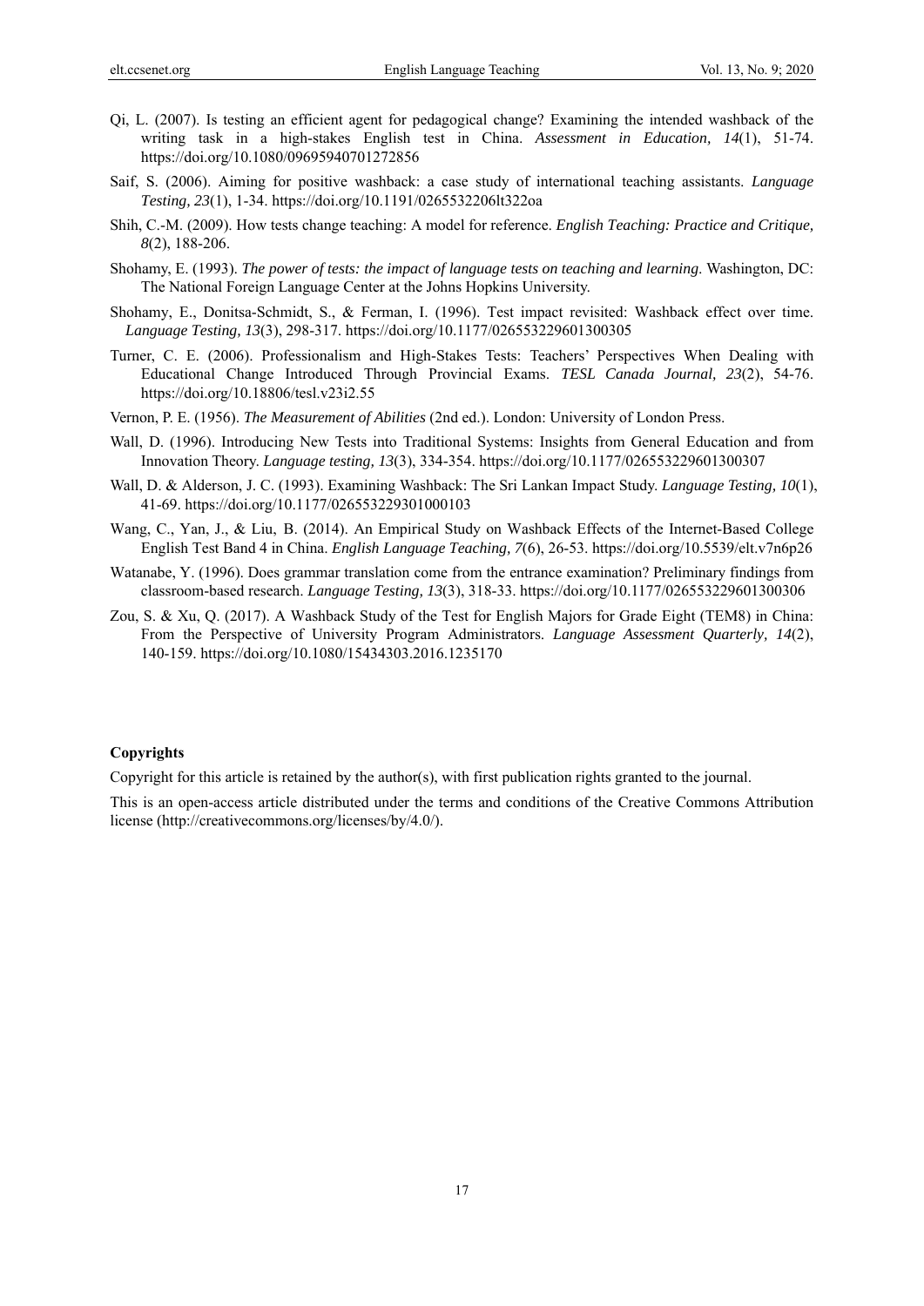Qi, L. (2007). Is testing an efficient agent for pedagogical change? Examining the intended washback of the writing task in a high-stakes English test in China. *Assessment in Education, 14*(1), 51-74. https://doi.org/10.1080/09695940701272856

Saif, S. (2006). Aiming for positive washback: a case study of international teaching assistants. *Language Testing, 23*(1), 1-34. https://doi.org/10.1191/0265532206lt322oa

Shih, C.-M. (2009). How tests change teaching: A model for reference. *English Teaching: Practice and Critique, 8*(2), 188-206.

Shohamy, E. (1993). *The power of tests: the impact of language tests on teaching and learning.* Washington, DC: The National Foreign Language Center at the Johns Hopkins University.

Shohamy, E., Donitsa-Schmidt, S., & Ferman, I. (1996). Test impact revisited: Washback effect over time. *Language Testing, 13*(3), 298-317. https://doi.org/10.1177/026553229601300305

Turner, C. E. (2006). Professionalism and High-Stakes Tests: Teachers' Perspectives When Dealing with Educational Change Introduced Through Provincial Exams. *TESL Canada Journal, 23*(2), 54-76. https://doi.org/10.18806/tesl.v23i2.55

Vernon, P. E. (1956). *The Measurement of Abilities* (2nd ed.). London: University of London Press.

Wall, D. (1996). Introducing New Tests into Traditional Systems: Insights from General Education and from Innovation Theory. *Language testing, 13*(3), 334-354. https://doi.org/10.1177/026553229601300307

Wall, D. & Alderson, J. C. (1993). Examining Washback: The Sri Lankan Impact Study. *Language Testing, 10*(1), 41-69. https://doi.org/10.1177/026553229301000103

Wang, C., Yan, J., & Liu, B. (2014). An Empirical Study on Washback Effects of the Internet-Based College English Test Band 4 in China. *English Language Teaching, 7*(6), 26-53. https://doi.org/10.5539/elt.v7n6p26

Watanabe, Y. (1996). Does grammar translation come from the entrance examination? Preliminary findings from classroom-based research. *Language Testing, 13*(3), 318-33. https://doi.org/10.1177/026553229601300306

Zou, S. & Xu, Q. (2017). A Washback Study of the Test for English Majors for Grade Eight (TEM8) in China: From the Perspective of University Program Administrators. *Language Assessment Quarterly, 14*(2), 140-159. https://doi.org/10.1080/15434303.2016.1235170

**Copyrights**

Copyright for this article is retained by the author(s), with first publication rights granted to the journal.

This is an open-access article distributed under the terms and conditions of the Creative Commons Attribution license (http://creativecommons.org/licenses/by/4.0/).